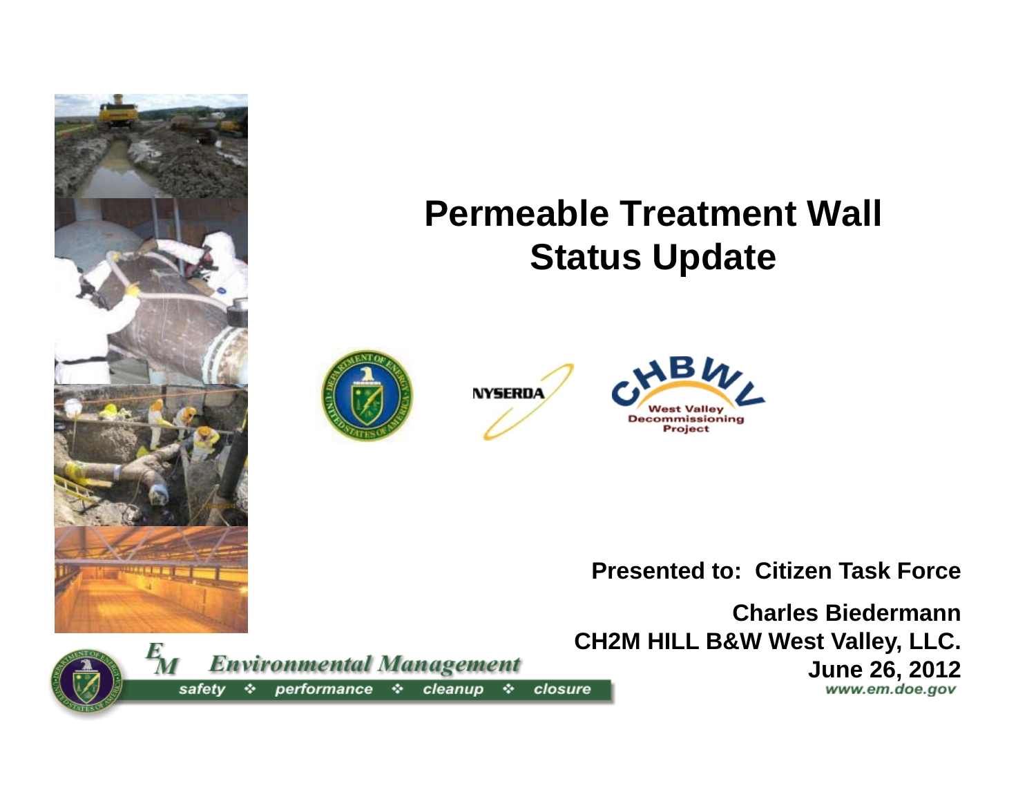# Permeable Treatment Wall Status Update

**Presented to: Citizen Task Force**

**Charles Biedermann**
**CH2M HILL B&W West Valley, LLC.**
**June 26, 2012**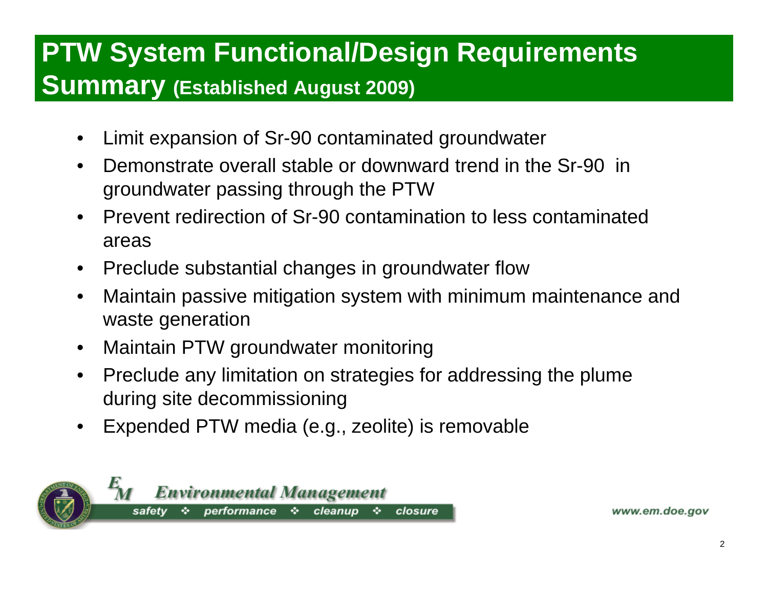# PTW System Functional/Design Requirements Summary (Established August 2009)

- Limit expansion of Sr-90 contaminated groundwater
- Demonstrate overall stable or downward trend in the Sr-90 in groundwater passing through the PTW
- Prevent redirection of Sr-90 contamination to less contaminated areas
- Preclude substantial changes in groundwater flow
- Maintain passive mitigation system with minimum maintenance and waste generation
- Maintain PTW groundwater monitoring
- Preclude any limitation on strategies for addressing the plume during site decommissioning
- Expended PTW media (e.g., zeolite) is removable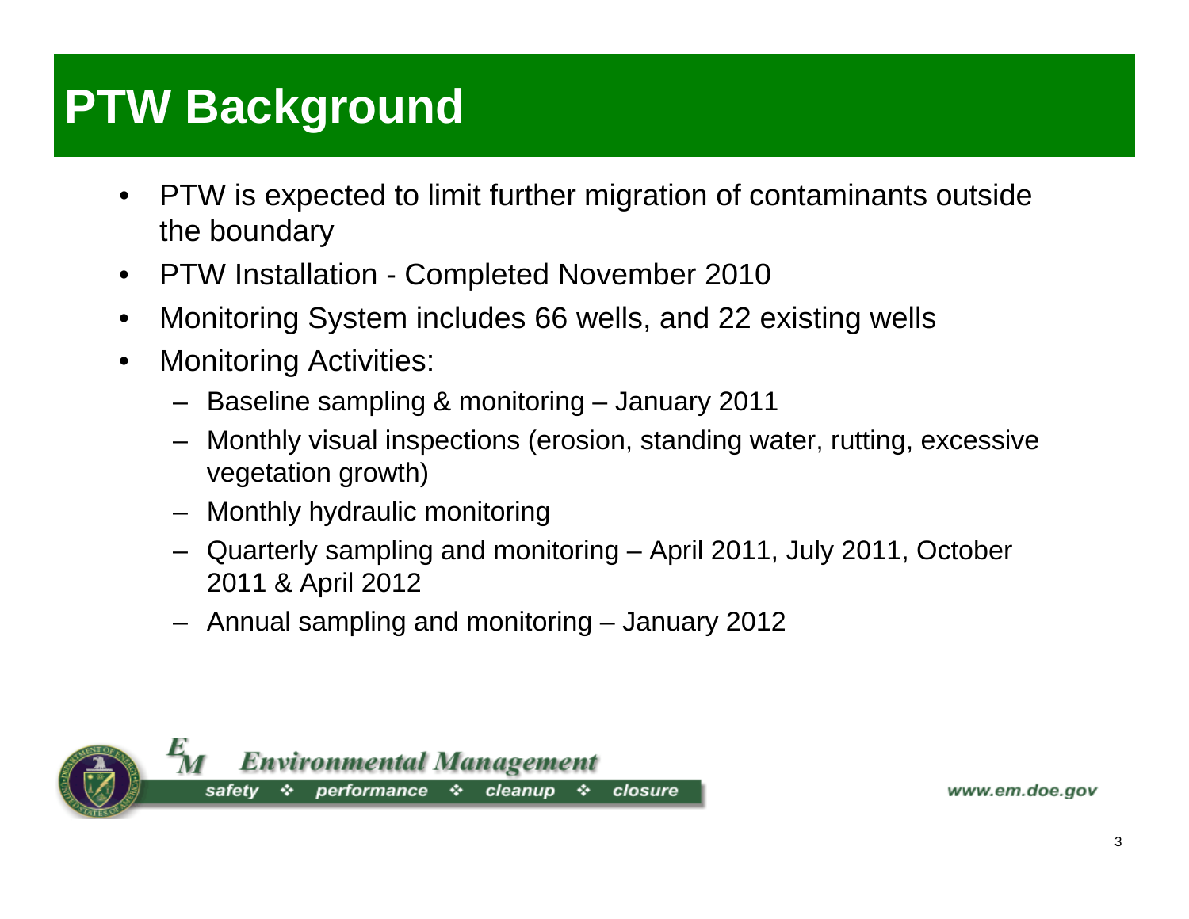# PTW Background

- PTW is expected to limit further migration of contaminants outside the boundary
- PTW Installation - Completed November 2010
- Monitoring System includes 66 wells, and 22 existing wells
- Monitoring Activities:
  - Baseline sampling & monitoring – January 2011
  - Monthly visual inspections (erosion, standing water, rutting, excessive vegetation growth)
  - Monthly hydraulic monitoring
  - Quarterly sampling and monitoring – April 2011, July 2011, October 2011 & April 2012
  - Annual sampling and monitoring – January 2012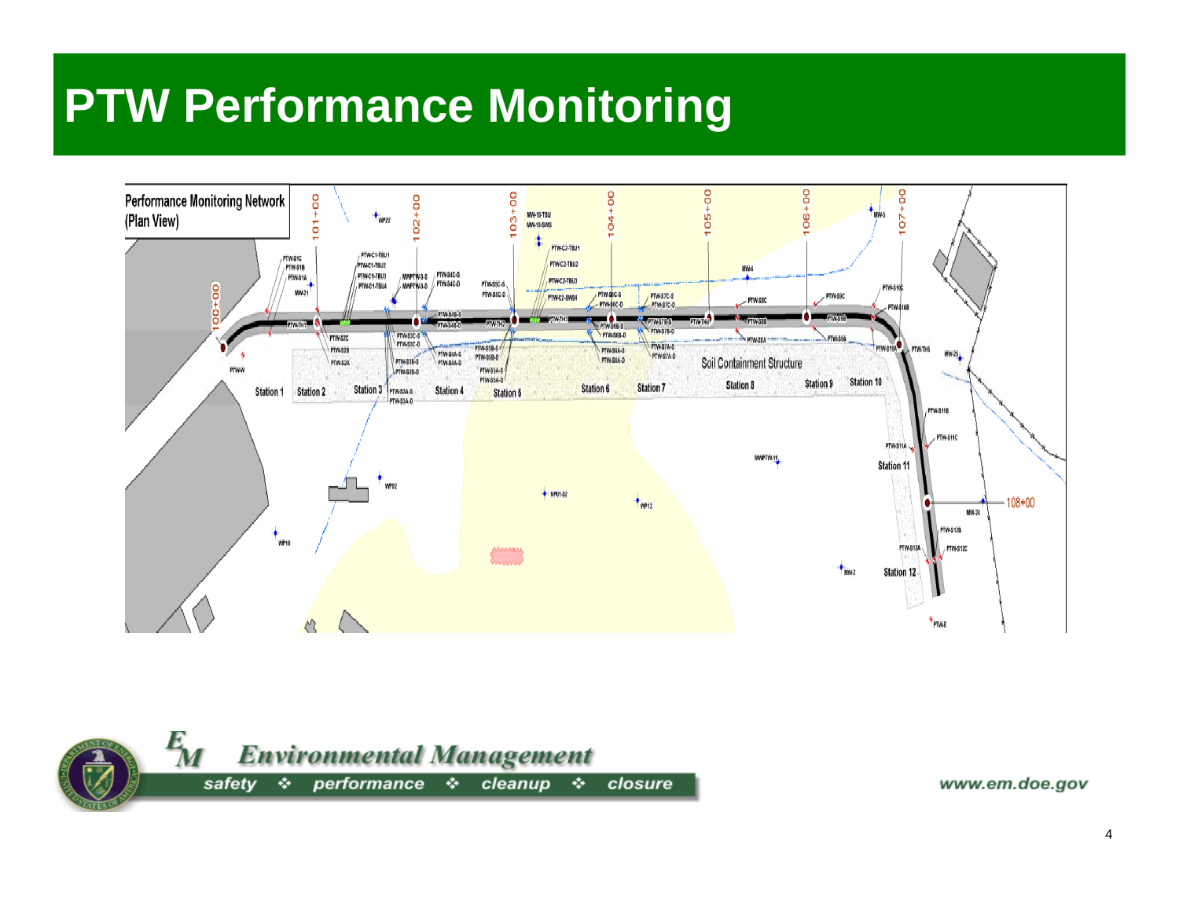# PTW Performance Monitoring

Performance Monitoring Network (Plan View)

Station 1 · Station 2 · Station 3 · Station 4 · Station 5 · Station 6 · Station 7 · Station 8 · Station 9 · Station 10 · Station 11 · Station 12

Soil Containment Structure

100+00 · 101+00 · 102+00 · 103+00 · 104+00 · 105+00 · 106+00 · 107+00 · 108+00

*Environmental Management*

safety ❖ performance ❖ cleanup ❖ closure

www.em.doe.gov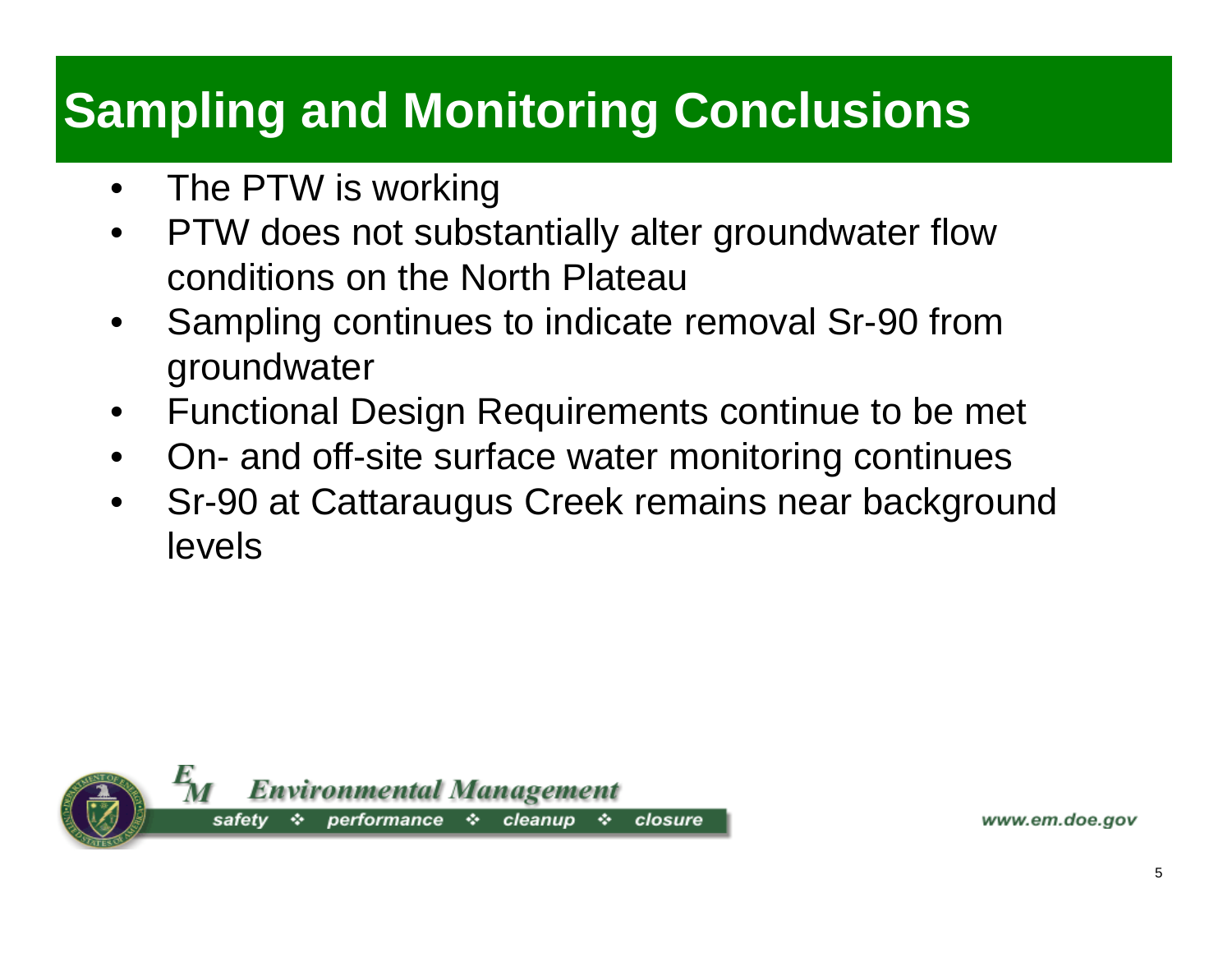# Sampling and Monitoring Conclusions

- The PTW is working
- PTW does not substantially alter groundwater flow conditions on the North Plateau
- Sampling continues to indicate removal Sr-90 from groundwater
- Functional Design Requirements continue to be met
- On- and off-site surface water monitoring continues
- Sr-90 at Cattaraugus Creek remains near background levels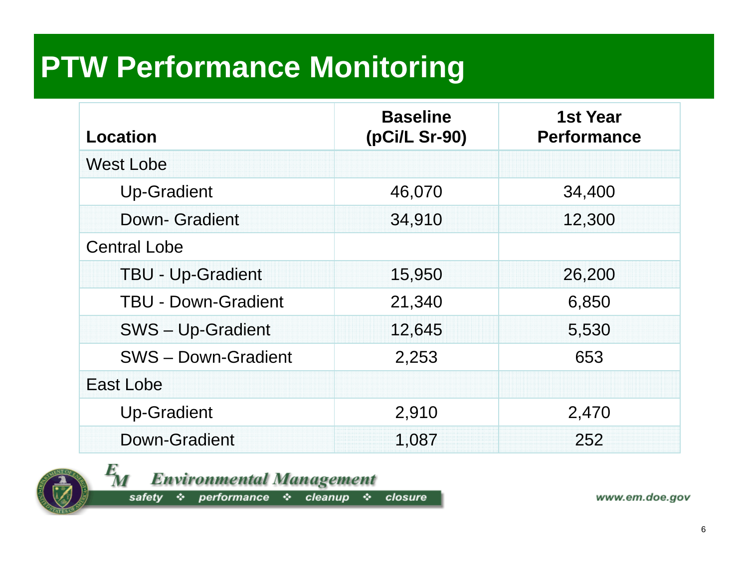# PTW Performance Monitoring

| Location | Baseline (pCi/L Sr-90) | 1st Year Performance |
|---|---|---|
| West Lobe | | |
| Up-Gradient | 46,070 | 34,400 |
| Down- Gradient | 34,910 | 12,300 |
| Central Lobe | | |
| TBU - Up-Gradient | 15,950 | 26,200 |
| TBU - Down-Gradient | 21,340 | 6,850 |
| SWS – Up-Gradient | 12,645 | 5,530 |
| SWS – Down-Gradient | 2,253 | 653 |
| East Lobe | | |
| Up-Gradient | 2,910 | 2,470 |
| Down-Gradient | 1,087 | 252 |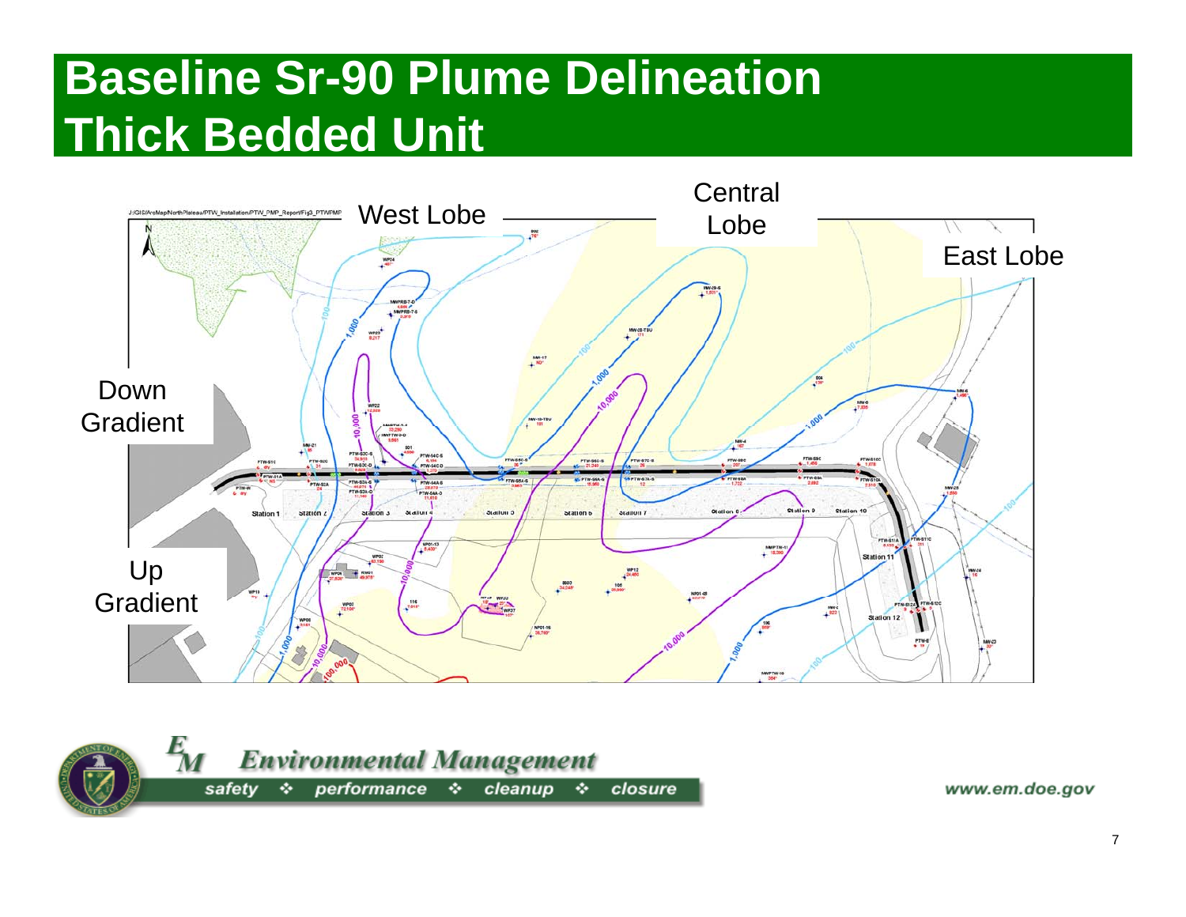# Baseline Sr-90 Plume Delineation Thick Bedded Unit

West Lobe

Central Lobe

East Lobe

Down Gradient

Up Gradient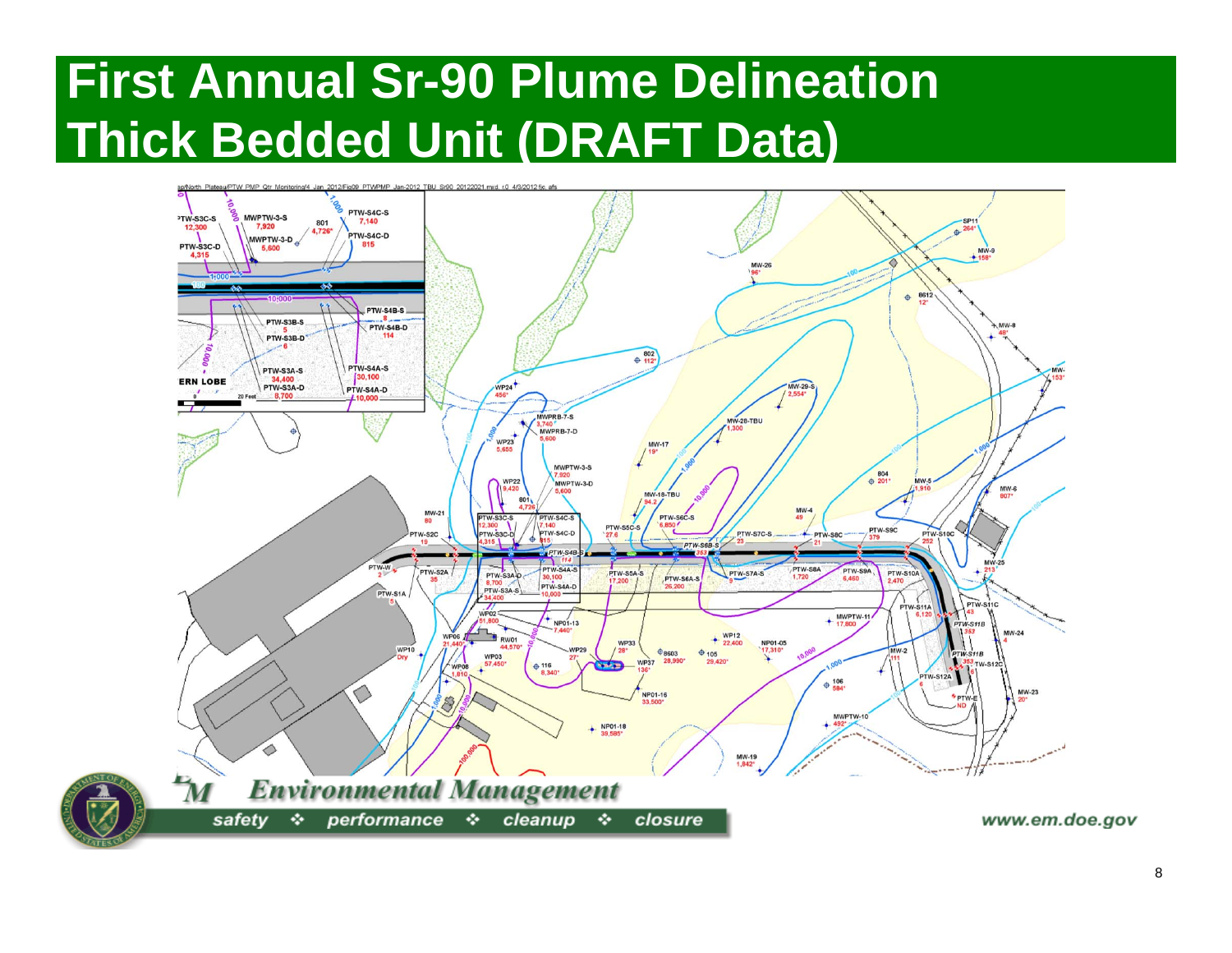# First Annual Sr-90 Plume Delineation Thick Bedded Unit (DRAFT Data)

*Environmental Management*

safety ❖ performance ❖ cleanup ❖ closure

www.em.doe.gov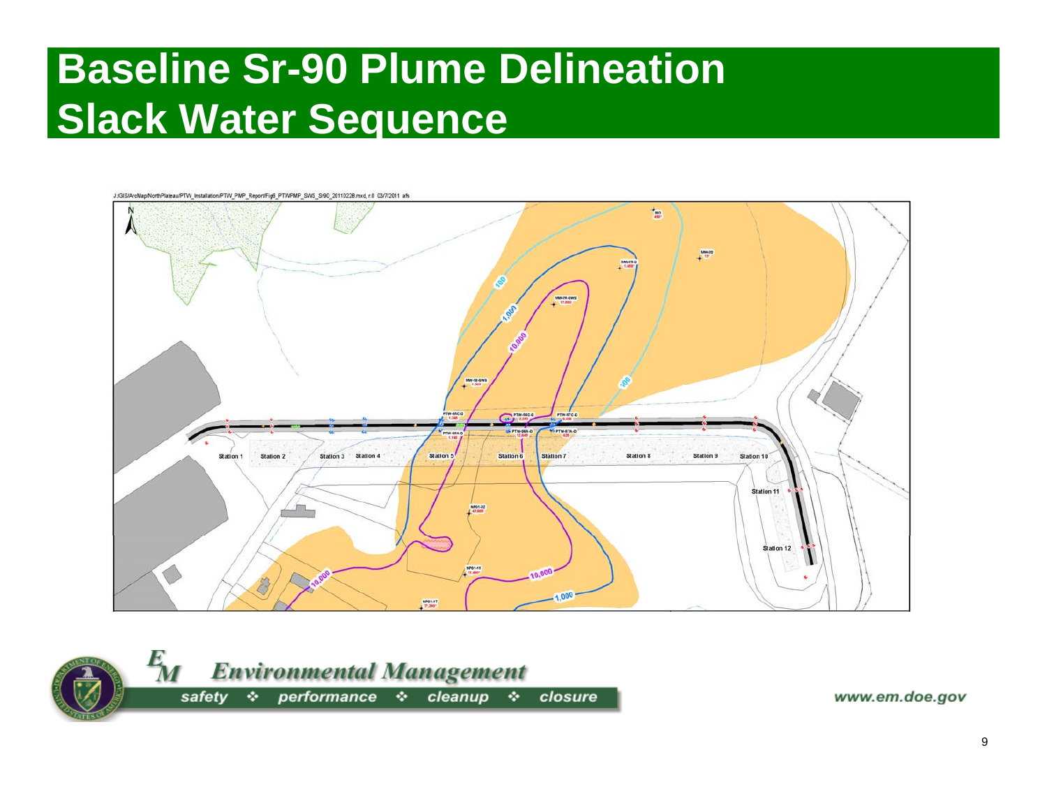# Baseline Sr-90 Plume Delineation Slack Water Sequence

J:\GIS\ArcMap\NorthPlateau\PTW_Installation\PTW_PMP_Report\Fig6_PTWPMP_SWS_Sr90_20110228.mxd, r.0 03/7/2011 afs

Station 1 Station 2 Station 3 Station 4 Station 5 Station 6 Station 7 Station 8 Station 9 Station 10 Station 11 Station 12

100 1,000 10,000

*Environmental Management*

safety ❖ performance ❖ cleanup ❖ closure

www.em.doe.gov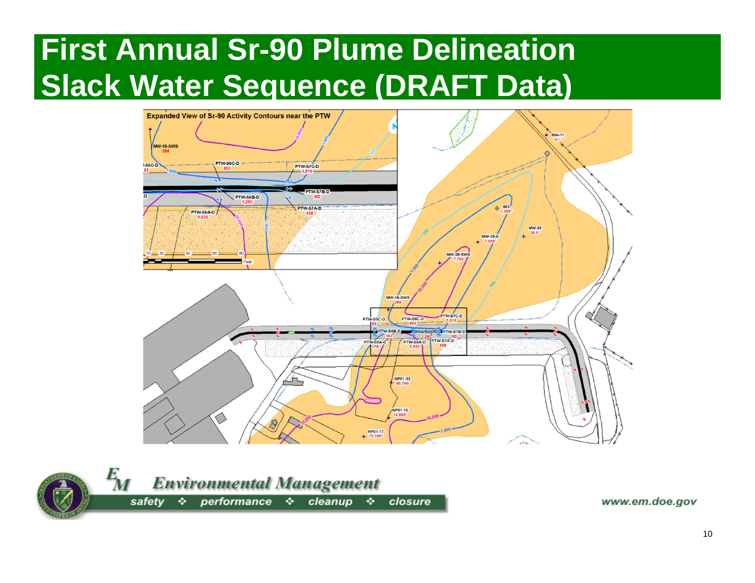# First Annual Sr-90 Plume Delineation Slack Water Sequence (DRAFT Data)

Expanded View of Sr-90 Activity Contours near the PTW

MW-18-SWS 284

PTW-S5C-D 93

PTW-S6C-D 653

PTW-S7C-D 3,910

PTW-S5B-D ND

PTW-S6B-D 1,280

PTW-S7B-D ND

PTW-S5A-D 178

PTW-S6A-D 5,530

PTW-S7A-D 438

MW-11 51*

803 1,288*

MW-20 26.5*

MW-29-D 1,056*

MW-28-SWS 7,790

NP01-32 45,700

NP01-15 13,555*

NP01-17 73,150*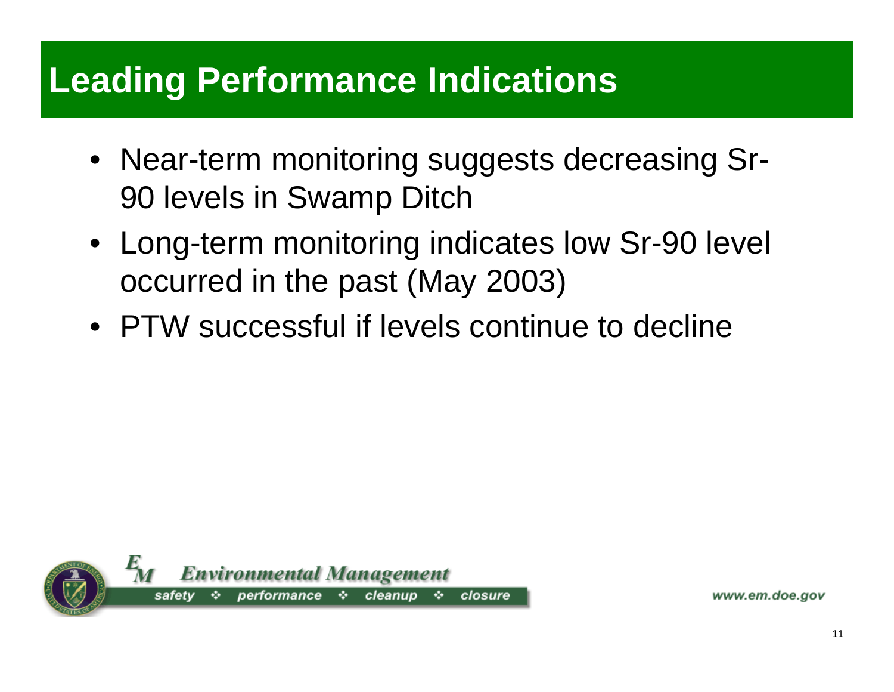# Leading Performance Indications

- Near-term monitoring suggests decreasing Sr-90 levels in Swamp Ditch
- Long-term monitoring indicates low Sr-90 level occurred in the past (May 2003)
- PTW successful if levels continue to decline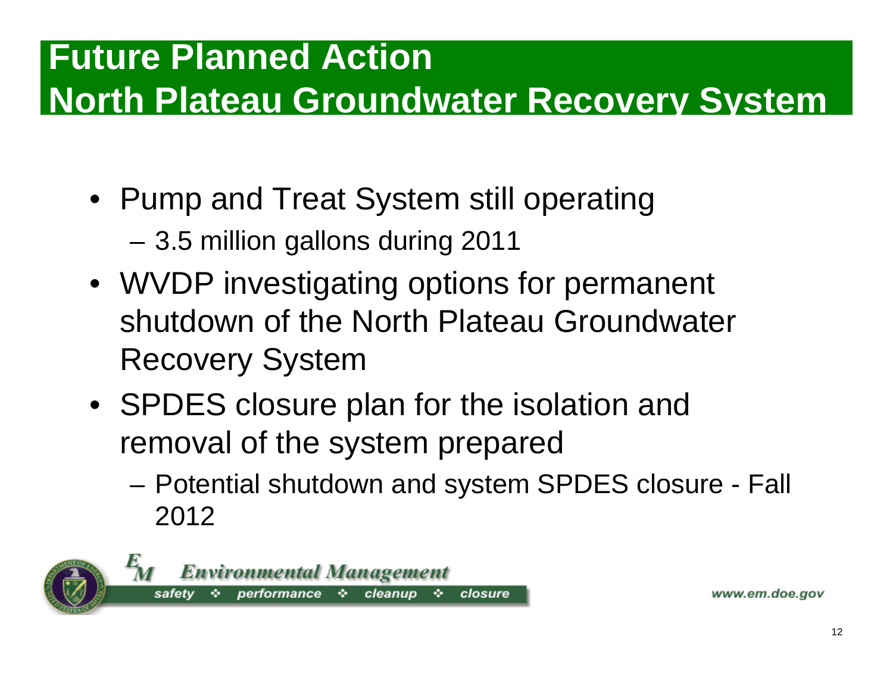# Future Planned Action
# North Plateau Groundwater Recovery System

- Pump and Treat System still operating
  - 3.5 million gallons during 2011
- WVDP investigating options for permanent shutdown of the North Plateau Groundwater Recovery System
- SPDES closure plan for the isolation and removal of the system prepared
  - Potential shutdown and system SPDES closure - Fall 2012